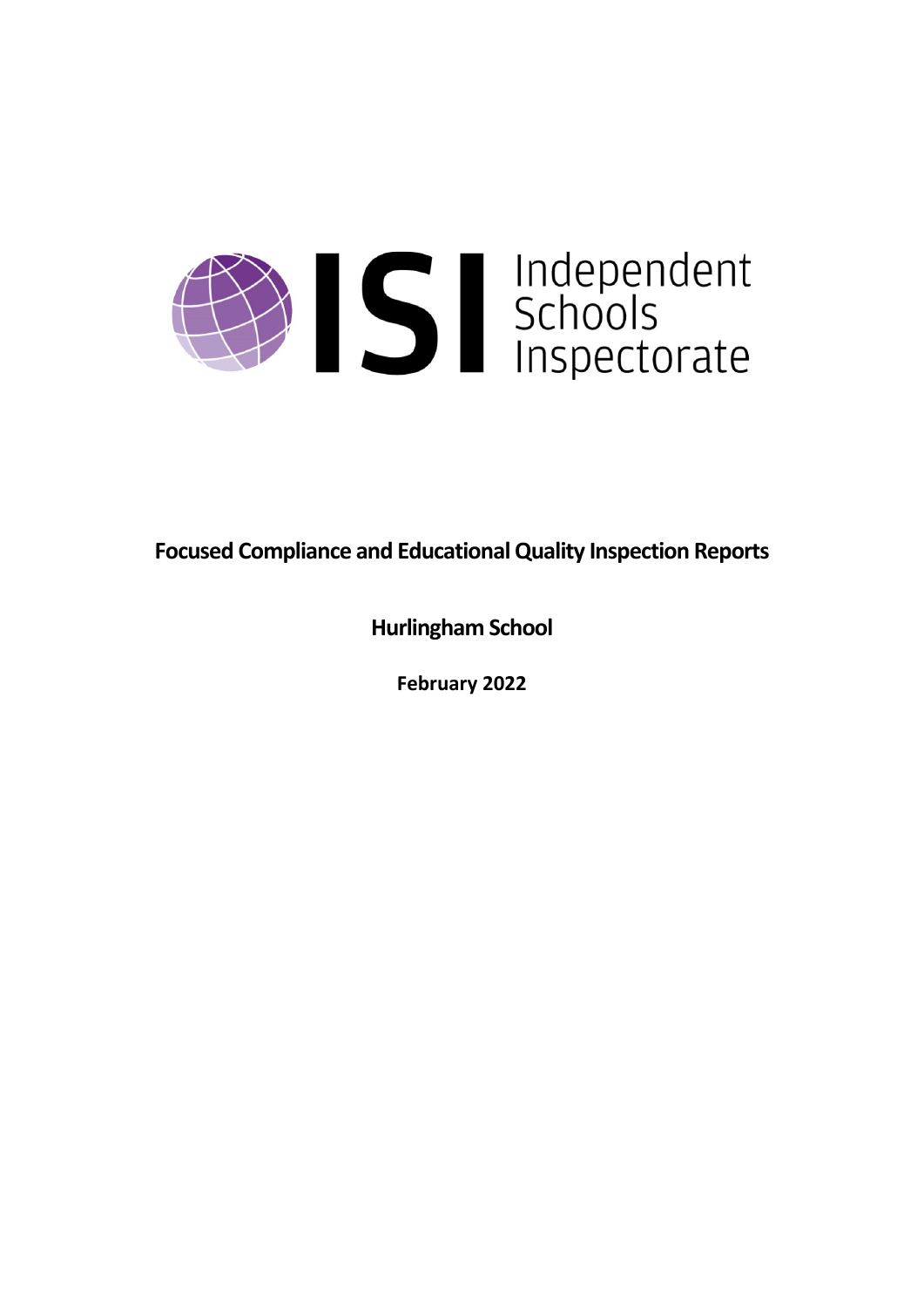Independent Schools Inspectorate

# Focused Compliance and Educational Quality Inspection Reports

## Hurlingham School

**February 2022**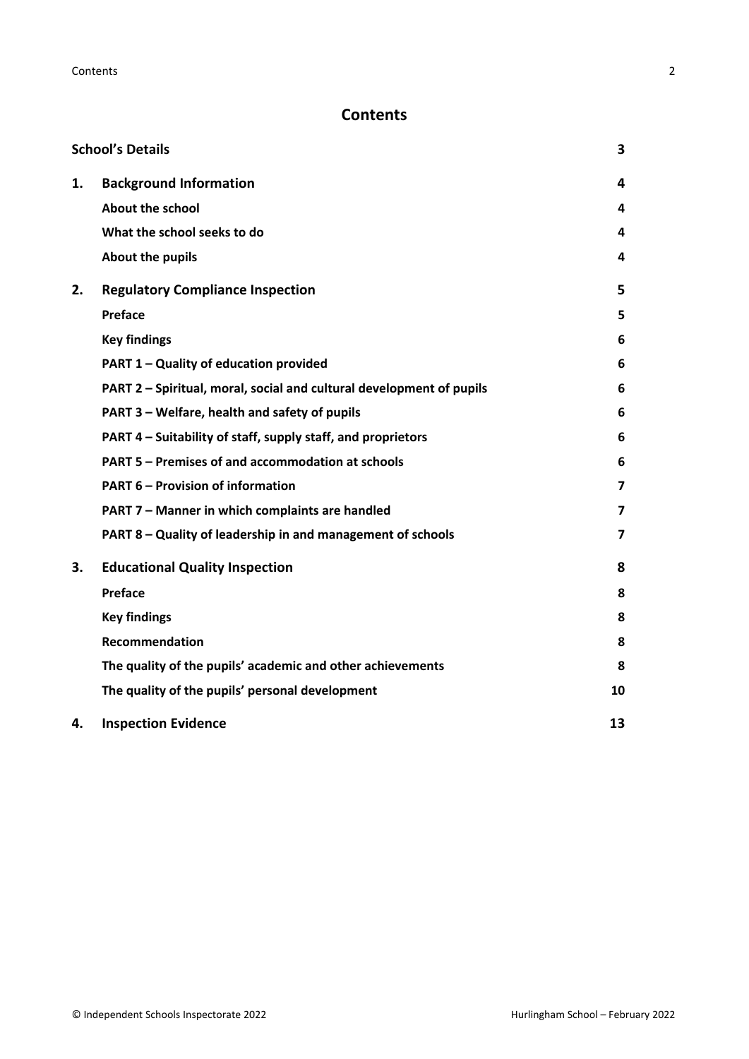# Contents

| | | |
|---|---|---|
| **School's Details** | | **3** |
| **1.** | **Background Information** | **4** |
| | **About the school** | **4** |
| | **What the school seeks to do** | **4** |
| | **About the pupils** | **4** |
| **2.** | **Regulatory Compliance Inspection** | **5** |
| | **Preface** | **5** |
| | **Key findings** | **6** |
| | **PART 1 – Quality of education provided** | **6** |
| | **PART 2 – Spiritual, moral, social and cultural development of pupils** | **6** |
| | **PART 3 – Welfare, health and safety of pupils** | **6** |
| | **PART 4 – Suitability of staff, supply staff, and proprietors** | **6** |
| | **PART 5 – Premises of and accommodation at schools** | **6** |
| | **PART 6 – Provision of information** | **7** |
| | **PART 7 – Manner in which complaints are handled** | **7** |
| | **PART 8 – Quality of leadership in and management of schools** | **7** |
| **3.** | **Educational Quality Inspection** | **8** |
| | **Preface** | **8** |
| | **Key findings** | **8** |
| | **Recommendation** | **8** |
| | **The quality of the pupils' academic and other achievements** | **8** |
| | **The quality of the pupils' personal development** | **10** |
| **4.** | **Inspection Evidence** | **13** |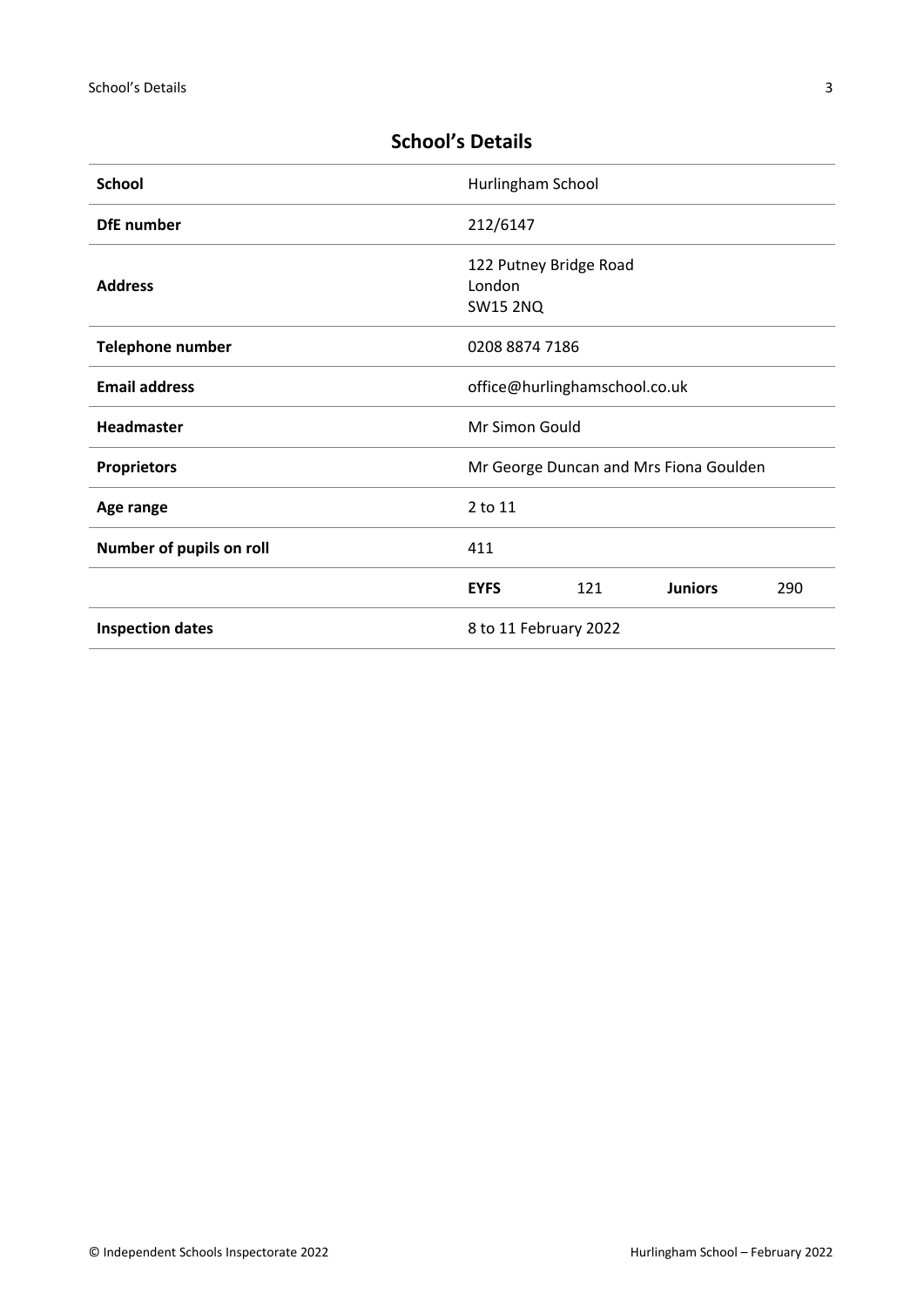## School's Details

| | | | | |
|---|---|---|---|---|
| **School** | Hurlingham School | | | |
| **DfE number** | 212/6147 | | | |
| **Address** | 122 Putney Bridge Road<br>London<br>SW15 2NQ | | | |
| **Telephone number** | 0208 8874 7186 | | | |
| **Email address** | office@hurlinghamschool.co.uk | | | |
| **Headmaster** | Mr Simon Gould | | | |
| **Proprietors** | Mr George Duncan and Mrs Fiona Goulden | | | |
| **Age range** | 2 to 11 | | | |
| **Number of pupils on roll** | 411 | | | |
| | **EYFS** | 121 | **Juniors** | 290 |
| **Inspection dates** | 8 to 11 February 2022 | | | |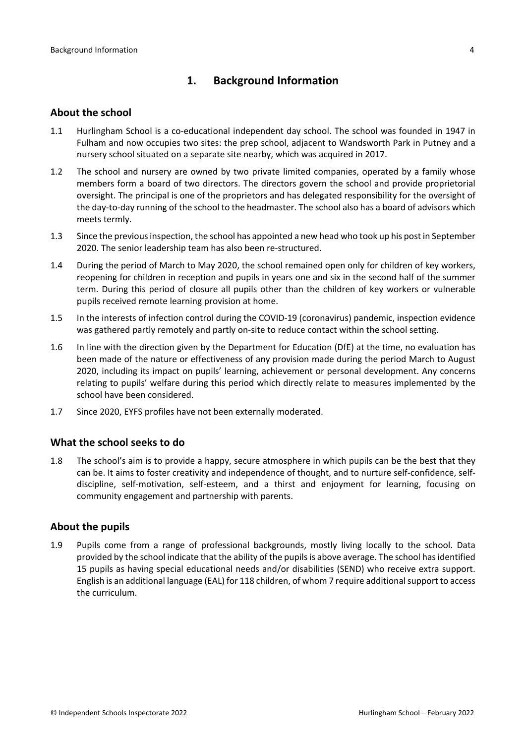# 1. Background Information

## About the school

1.1 Hurlingham School is a co-educational independent day school. The school was founded in 1947 in Fulham and now occupies two sites: the prep school, adjacent to Wandsworth Park in Putney and a nursery school situated on a separate site nearby, which was acquired in 2017.

1.2 The school and nursery are owned by two private limited companies, operated by a family whose members form a board of two directors. The directors govern the school and provide proprietorial oversight. The principal is one of the proprietors and has delegated responsibility for the oversight of the day-to-day running of the school to the headmaster. The school also has a board of advisors which meets termly.

1.3 Since the previous inspection, the school has appointed a new head who took up his post in September 2020. The senior leadership team has also been re-structured.

1.4 During the period of March to May 2020, the school remained open only for children of key workers, reopening for children in reception and pupils in years one and six in the second half of the summer term. During this period of closure all pupils other than the children of key workers or vulnerable pupils received remote learning provision at home.

1.5 In the interests of infection control during the COVID-19 (coronavirus) pandemic, inspection evidence was gathered partly remotely and partly on-site to reduce contact within the school setting.

1.6 In line with the direction given by the Department for Education (DfE) at the time, no evaluation has been made of the nature or effectiveness of any provision made during the period March to August 2020, including its impact on pupils' learning, achievement or personal development. Any concerns relating to pupils' welfare during this period which directly relate to measures implemented by the school have been considered.

1.7 Since 2020, EYFS profiles have not been externally moderated.

## What the school seeks to do

1.8 The school's aim is to provide a happy, secure atmosphere in which pupils can be the best that they can be. It aims to foster creativity and independence of thought, and to nurture self-confidence, self-discipline, self-motivation, self-esteem, and a thirst and enjoyment for learning, focusing on community engagement and partnership with parents.

## About the pupils

1.9 Pupils come from a range of professional backgrounds, mostly living locally to the school. Data provided by the school indicate that the ability of the pupils is above average. The school has identified 15 pupils as having special educational needs and/or disabilities (SEND) who receive extra support. English is an additional language (EAL) for 118 children, of whom 7 require additional support to access the curriculum.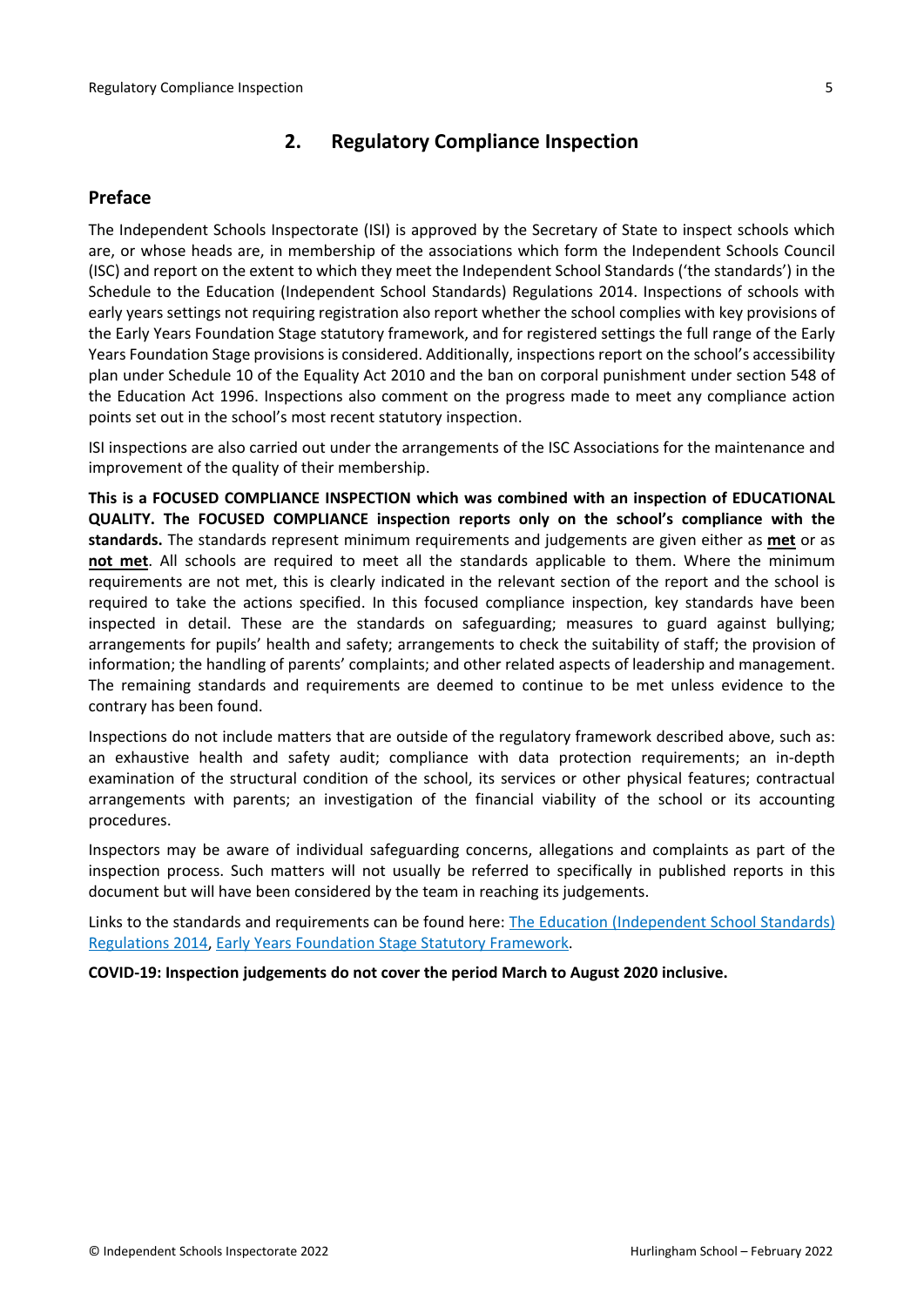## 2. Regulatory Compliance Inspection

### Preface

The Independent Schools Inspectorate (ISI) is approved by the Secretary of State to inspect schools which are, or whose heads are, in membership of the associations which form the Independent Schools Council (ISC) and report on the extent to which they meet the Independent School Standards ('the standards') in the Schedule to the Education (Independent School Standards) Regulations 2014. Inspections of schools with early years settings not requiring registration also report whether the school complies with key provisions of the Early Years Foundation Stage statutory framework, and for registered settings the full range of the Early Years Foundation Stage provisions is considered. Additionally, inspections report on the school's accessibility plan under Schedule 10 of the Equality Act 2010 and the ban on corporal punishment under section 548 of the Education Act 1996. Inspections also comment on the progress made to meet any compliance action points set out in the school's most recent statutory inspection.

ISI inspections are also carried out under the arrangements of the ISC Associations for the maintenance and improvement of the quality of their membership.

**This is a FOCUSED COMPLIANCE INSPECTION which was combined with an inspection of EDUCATIONAL QUALITY. The FOCUSED COMPLIANCE inspection reports only on the school's compliance with the standards.** The standards represent minimum requirements and judgements are given either as **met** or as **not met**. All schools are required to meet all the standards applicable to them. Where the minimum requirements are not met, this is clearly indicated in the relevant section of the report and the school is required to take the actions specified. In this focused compliance inspection, key standards have been inspected in detail. These are the standards on safeguarding; measures to guard against bullying; arrangements for pupils' health and safety; arrangements to check the suitability of staff; the provision of information; the handling of parents' complaints; and other related aspects of leadership and management. The remaining standards and requirements are deemed to continue to be met unless evidence to the contrary has been found.

Inspections do not include matters that are outside of the regulatory framework described above, such as: an exhaustive health and safety audit; compliance with data protection requirements; an in-depth examination of the structural condition of the school, its services or other physical features; contractual arrangements with parents; an investigation of the financial viability of the school or its accounting procedures.

Inspectors may be aware of individual safeguarding concerns, allegations and complaints as part of the inspection process. Such matters will not usually be referred to specifically in published reports in this document but will have been considered by the team in reaching its judgements.

Links to the standards and requirements can be found here: The Education (Independent School Standards) Regulations 2014, Early Years Foundation Stage Statutory Framework.

**COVID-19: Inspection judgements do not cover the period March to August 2020 inclusive.**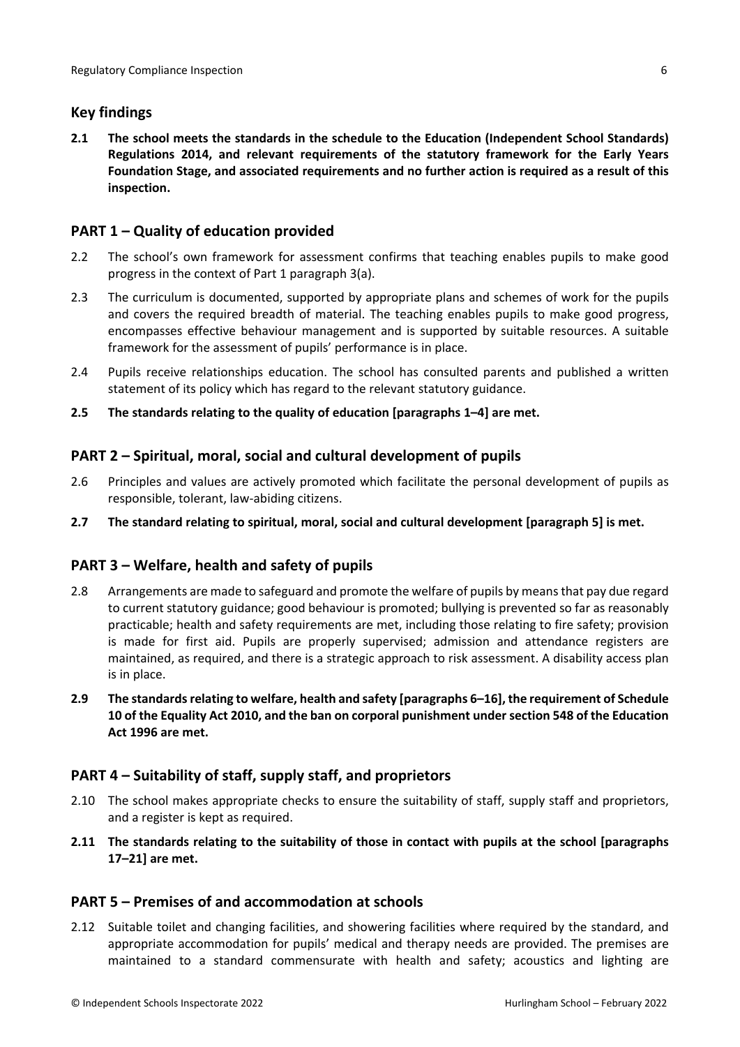## Key findings

**2.1 The school meets the standards in the schedule to the Education (Independent School Standards) Regulations 2014, and relevant requirements of the statutory framework for the Early Years Foundation Stage, and associated requirements and no further action is required as a result of this inspection.**

## PART 1 – Quality of education provided

2.2 The school's own framework for assessment confirms that teaching enables pupils to make good progress in the context of Part 1 paragraph 3(a).

2.3 The curriculum is documented, supported by appropriate plans and schemes of work for the pupils and covers the required breadth of material. The teaching enables pupils to make good progress, encompasses effective behaviour management and is supported by suitable resources. A suitable framework for the assessment of pupils' performance is in place.

2.4 Pupils receive relationships education. The school has consulted parents and published a written statement of its policy which has regard to the relevant statutory guidance.

**2.5 The standards relating to the quality of education [paragraphs 1–4] are met.**

## PART 2 – Spiritual, moral, social and cultural development of pupils

2.6 Principles and values are actively promoted which facilitate the personal development of pupils as responsible, tolerant, law-abiding citizens.

**2.7 The standard relating to spiritual, moral, social and cultural development [paragraph 5] is met.**

## PART 3 – Welfare, health and safety of pupils

2.8 Arrangements are made to safeguard and promote the welfare of pupils by means that pay due regard to current statutory guidance; good behaviour is promoted; bullying is prevented so far as reasonably practicable; health and safety requirements are met, including those relating to fire safety; provision is made for first aid. Pupils are properly supervised; admission and attendance registers are maintained, as required, and there is a strategic approach to risk assessment. A disability access plan is in place.

**2.9 The standards relating to welfare, health and safety [paragraphs 6–16], the requirement of Schedule 10 of the Equality Act 2010, and the ban on corporal punishment under section 548 of the Education Act 1996 are met.**

## PART 4 – Suitability of staff, supply staff, and proprietors

2.10 The school makes appropriate checks to ensure the suitability of staff, supply staff and proprietors, and a register is kept as required.

**2.11 The standards relating to the suitability of those in contact with pupils at the school [paragraphs 17–21] are met.**

## PART 5 – Premises of and accommodation at schools

2.12 Suitable toilet and changing facilities, and showering facilities where required by the standard, and appropriate accommodation for pupils' medical and therapy needs are provided. The premises are maintained to a standard commensurate with health and safety; acoustics and lighting are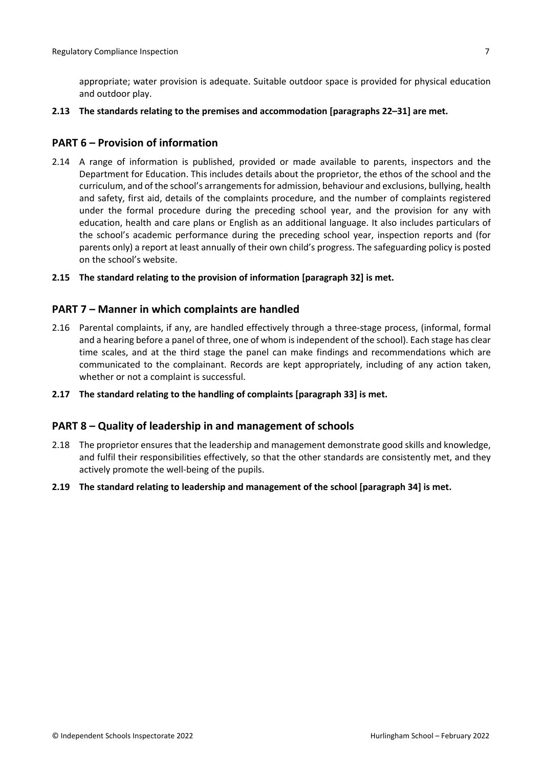appropriate; water provision is adequate. Suitable outdoor space is provided for physical education and outdoor play.

**2.13 The standards relating to the premises and accommodation [paragraphs 22–31] are met.**

## PART 6 – Provision of information

2.14 A range of information is published, provided or made available to parents, inspectors and the Department for Education. This includes details about the proprietor, the ethos of the school and the curriculum, and of the school's arrangements for admission, behaviour and exclusions, bullying, health and safety, first aid, details of the complaints procedure, and the number of complaints registered under the formal procedure during the preceding school year, and the provision for any with education, health and care plans or English as an additional language. It also includes particulars of the school's academic performance during the preceding school year, inspection reports and (for parents only) a report at least annually of their own child's progress. The safeguarding policy is posted on the school's website.

**2.15 The standard relating to the provision of information [paragraph 32] is met.**

## PART 7 – Manner in which complaints are handled

2.16 Parental complaints, if any, are handled effectively through a three-stage process, (informal, formal and a hearing before a panel of three, one of whom is independent of the school). Each stage has clear time scales, and at the third stage the panel can make findings and recommendations which are communicated to the complainant. Records are kept appropriately, including of any action taken, whether or not a complaint is successful.

**2.17 The standard relating to the handling of complaints [paragraph 33] is met.**

## PART 8 – Quality of leadership in and management of schools

2.18 The proprietor ensures that the leadership and management demonstrate good skills and knowledge, and fulfil their responsibilities effectively, so that the other standards are consistently met, and they actively promote the well-being of the pupils.

**2.19 The standard relating to leadership and management of the school [paragraph 34] is met.**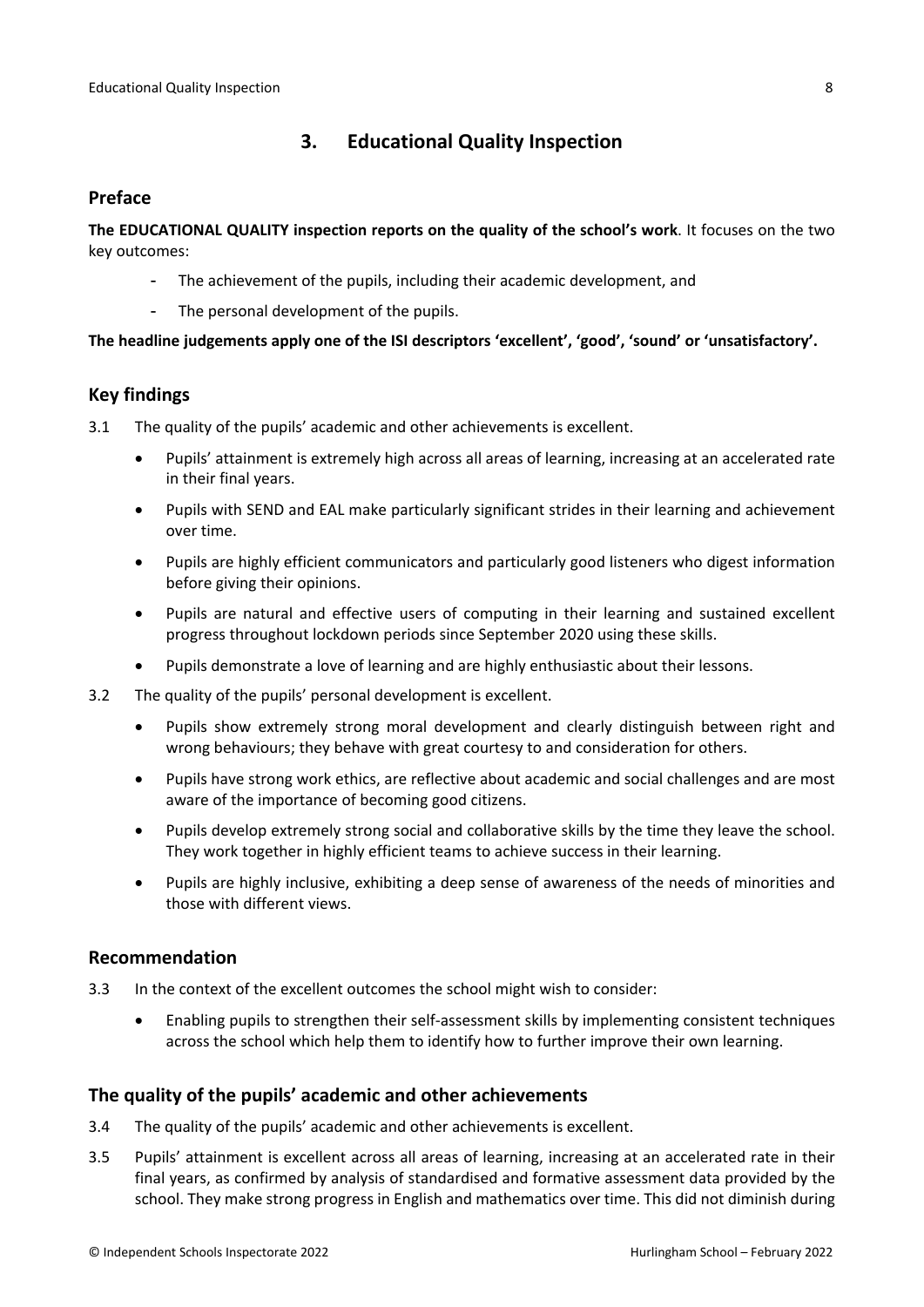## 3. Educational Quality Inspection

### Preface

**The EDUCATIONAL QUALITY inspection reports on the quality of the school's work**. It focuses on the two key outcomes:

- The achievement of the pupils, including their academic development, and
- The personal development of the pupils.

**The headline judgements apply one of the ISI descriptors 'excellent', 'good', 'sound' or 'unsatisfactory'.**

### Key findings

3.1 The quality of the pupils' academic and other achievements is excellent.

- Pupils' attainment is extremely high across all areas of learning, increasing at an accelerated rate in their final years.
- Pupils with SEND and EAL make particularly significant strides in their learning and achievement over time.
- Pupils are highly efficient communicators and particularly good listeners who digest information before giving their opinions.
- Pupils are natural and effective users of computing in their learning and sustained excellent progress throughout lockdown periods since September 2020 using these skills.
- Pupils demonstrate a love of learning and are highly enthusiastic about their lessons.

3.2 The quality of the pupils' personal development is excellent.

- Pupils show extremely strong moral development and clearly distinguish between right and wrong behaviours; they behave with great courtesy to and consideration for others.
- Pupils have strong work ethics, are reflective about academic and social challenges and are most aware of the importance of becoming good citizens.
- Pupils develop extremely strong social and collaborative skills by the time they leave the school. They work together in highly efficient teams to achieve success in their learning.
- Pupils are highly inclusive, exhibiting a deep sense of awareness of the needs of minorities and those with different views.

### Recommendation

3.3 In the context of the excellent outcomes the school might wish to consider:

- Enabling pupils to strengthen their self-assessment skills by implementing consistent techniques across the school which help them to identify how to further improve their own learning.

### The quality of the pupils' academic and other achievements

3.4 The quality of the pupils' academic and other achievements is excellent.

3.5 Pupils' attainment is excellent across all areas of learning, increasing at an accelerated rate in their final years, as confirmed by analysis of standardised and formative assessment data provided by the school. They make strong progress in English and mathematics over time. This did not diminish during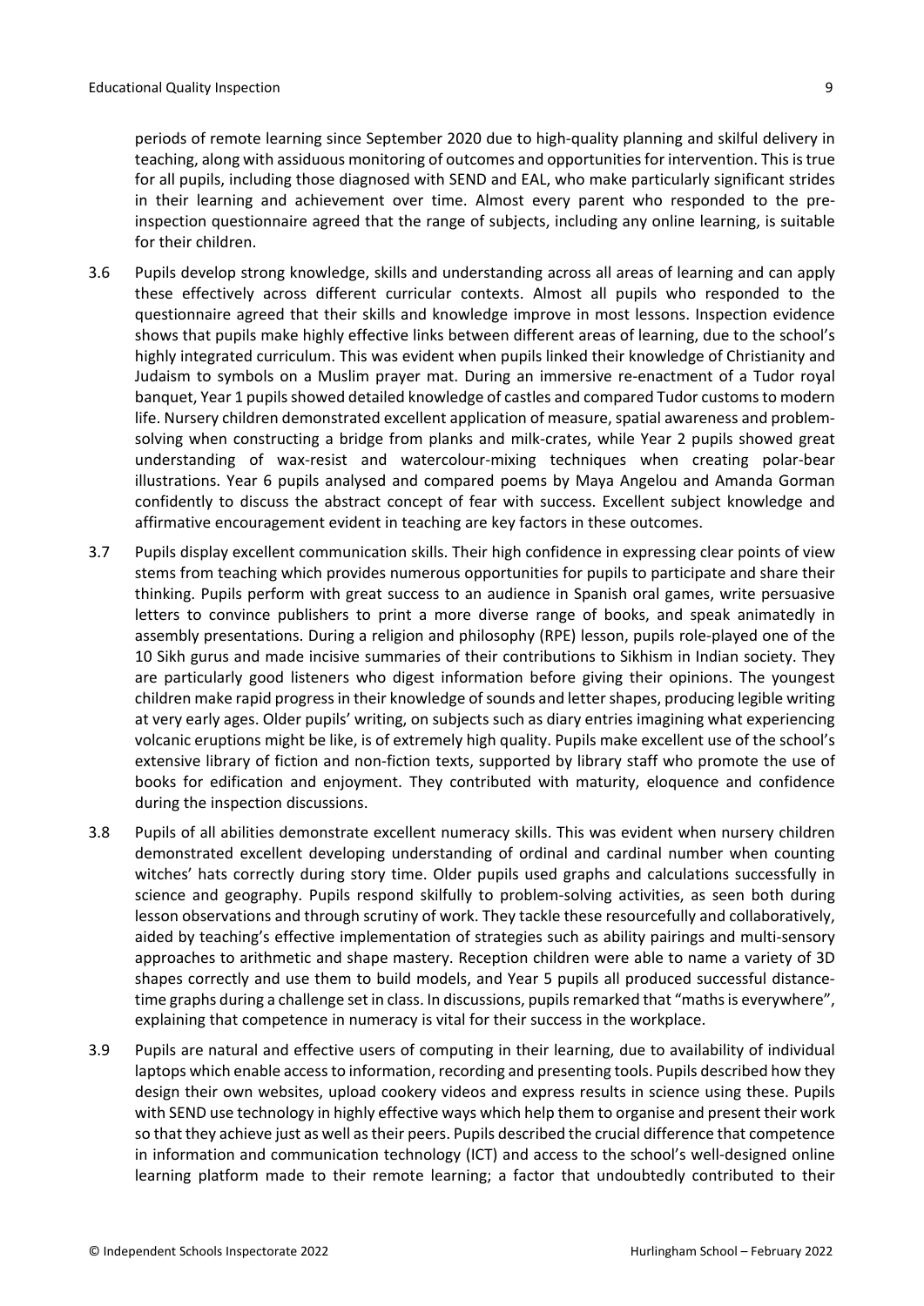periods of remote learning since September 2020 due to high-quality planning and skilful delivery in teaching, along with assiduous monitoring of outcomes and opportunities for intervention. This is true for all pupils, including those diagnosed with SEND and EAL, who make particularly significant strides in their learning and achievement over time. Almost every parent who responded to the pre-inspection questionnaire agreed that the range of subjects, including any online learning, is suitable for their children.

3.6 Pupils develop strong knowledge, skills and understanding across all areas of learning and can apply these effectively across different curricular contexts. Almost all pupils who responded to the questionnaire agreed that their skills and knowledge improve in most lessons. Inspection evidence shows that pupils make highly effective links between different areas of learning, due to the school's highly integrated curriculum. This was evident when pupils linked their knowledge of Christianity and Judaism to symbols on a Muslim prayer mat. During an immersive re-enactment of a Tudor royal banquet, Year 1 pupils showed detailed knowledge of castles and compared Tudor customs to modern life. Nursery children demonstrated excellent application of measure, spatial awareness and problem-solving when constructing a bridge from planks and milk-crates, while Year 2 pupils showed great understanding of wax-resist and watercolour-mixing techniques when creating polar-bear illustrations. Year 6 pupils analysed and compared poems by Maya Angelou and Amanda Gorman confidently to discuss the abstract concept of fear with success. Excellent subject knowledge and affirmative encouragement evident in teaching are key factors in these outcomes.

3.7 Pupils display excellent communication skills. Their high confidence in expressing clear points of view stems from teaching which provides numerous opportunities for pupils to participate and share their thinking. Pupils perform with great success to an audience in Spanish oral games, write persuasive letters to convince publishers to print a more diverse range of books, and speak animatedly in assembly presentations. During a religion and philosophy (RPE) lesson, pupils role-played one of the 10 Sikh gurus and made incisive summaries of their contributions to Sikhism in Indian society. They are particularly good listeners who digest information before giving their opinions. The youngest children make rapid progress in their knowledge of sounds and letter shapes, producing legible writing at very early ages. Older pupils' writing, on subjects such as diary entries imagining what experiencing volcanic eruptions might be like, is of extremely high quality. Pupils make excellent use of the school's extensive library of fiction and non-fiction texts, supported by library staff who promote the use of books for edification and enjoyment. They contributed with maturity, eloquence and confidence during the inspection discussions.

3.8 Pupils of all abilities demonstrate excellent numeracy skills. This was evident when nursery children demonstrated excellent developing understanding of ordinal and cardinal number when counting witches' hats correctly during story time. Older pupils used graphs and calculations successfully in science and geography. Pupils respond skilfully to problem-solving activities, as seen both during lesson observations and through scrutiny of work. They tackle these resourcefully and collaboratively, aided by teaching's effective implementation of strategies such as ability pairings and multi-sensory approaches to arithmetic and shape mastery. Reception children were able to name a variety of 3D shapes correctly and use them to build models, and Year 5 pupils all produced successful distance-time graphs during a challenge set in class. In discussions, pupils remarked that "maths is everywhere", explaining that competence in numeracy is vital for their success in the workplace.

3.9 Pupils are natural and effective users of computing in their learning, due to availability of individual laptops which enable access to information, recording and presenting tools. Pupils described how they design their own websites, upload cookery videos and express results in science using these. Pupils with SEND use technology in highly effective ways which help them to organise and present their work so that they achieve just as well as their peers. Pupils described the crucial difference that competence in information and communication technology (ICT) and access to the school's well-designed online learning platform made to their remote learning; a factor that undoubtedly contributed to their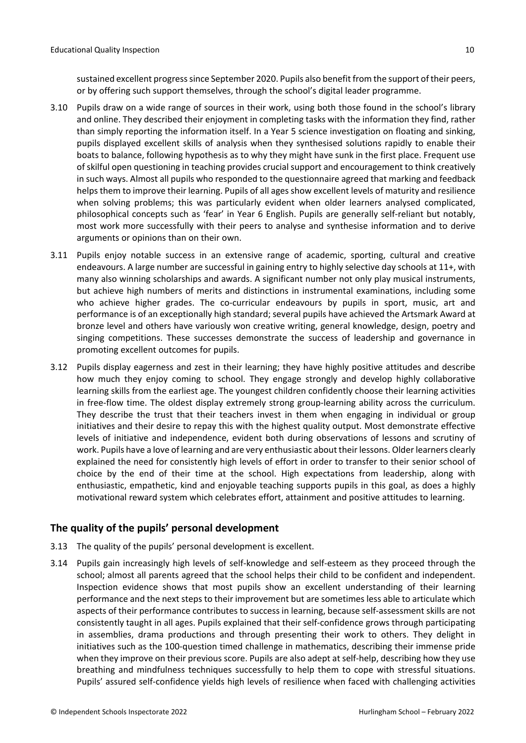sustained excellent progress since September 2020. Pupils also benefit from the support of their peers, or by offering such support themselves, through the school's digital leader programme.

3.10 Pupils draw on a wide range of sources in their work, using both those found in the school's library and online. They described their enjoyment in completing tasks with the information they find, rather than simply reporting the information itself. In a Year 5 science investigation on floating and sinking, pupils displayed excellent skills of analysis when they synthesised solutions rapidly to enable their boats to balance, following hypothesis as to why they might have sunk in the first place. Frequent use of skilful open questioning in teaching provides crucial support and encouragement to think creatively in such ways. Almost all pupils who responded to the questionnaire agreed that marking and feedback helps them to improve their learning. Pupils of all ages show excellent levels of maturity and resilience when solving problems; this was particularly evident when older learners analysed complicated, philosophical concepts such as 'fear' in Year 6 English. Pupils are generally self-reliant but notably, most work more successfully with their peers to analyse and synthesise information and to derive arguments or opinions than on their own.

3.11 Pupils enjoy notable success in an extensive range of academic, sporting, cultural and creative endeavours. A large number are successful in gaining entry to highly selective day schools at 11+, with many also winning scholarships and awards. A significant number not only play musical instruments, but achieve high numbers of merits and distinctions in instrumental examinations, including some who achieve higher grades. The co-curricular endeavours by pupils in sport, music, art and performance is of an exceptionally high standard; several pupils have achieved the Artsmark Award at bronze level and others have variously won creative writing, general knowledge, design, poetry and singing competitions. These successes demonstrate the success of leadership and governance in promoting excellent outcomes for pupils.

3.12 Pupils display eagerness and zest in their learning; they have highly positive attitudes and describe how much they enjoy coming to school. They engage strongly and develop highly collaborative learning skills from the earliest age. The youngest children confidently choose their learning activities in free-flow time. The oldest display extremely strong group-learning ability across the curriculum. They describe the trust that their teachers invest in them when engaging in individual or group initiatives and their desire to repay this with the highest quality output. Most demonstrate effective levels of initiative and independence, evident both during observations of lessons and scrutiny of work. Pupils have a love of learning and are very enthusiastic about their lessons. Older learners clearly explained the need for consistently high levels of effort in order to transfer to their senior school of choice by the end of their time at the school. High expectations from leadership, along with enthusiastic, empathetic, kind and enjoyable teaching supports pupils in this goal, as does a highly motivational reward system which celebrates effort, attainment and positive attitudes to learning.

## The quality of the pupils' personal development

3.13 The quality of the pupils' personal development is excellent.

3.14 Pupils gain increasingly high levels of self-knowledge and self-esteem as they proceed through the school; almost all parents agreed that the school helps their child to be confident and independent. Inspection evidence shows that most pupils show an excellent understanding of their learning performance and the next steps to their improvement but are sometimes less able to articulate which aspects of their performance contributes to success in learning, because self-assessment skills are not consistently taught in all ages. Pupils explained that their self-confidence grows through participating in assemblies, drama productions and through presenting their work to others. They delight in initiatives such as the 100-question timed challenge in mathematics, describing their immense pride when they improve on their previous score. Pupils are also adept at self-help, describing how they use breathing and mindfulness techniques successfully to help them to cope with stressful situations. Pupils' assured self-confidence yields high levels of resilience when faced with challenging activities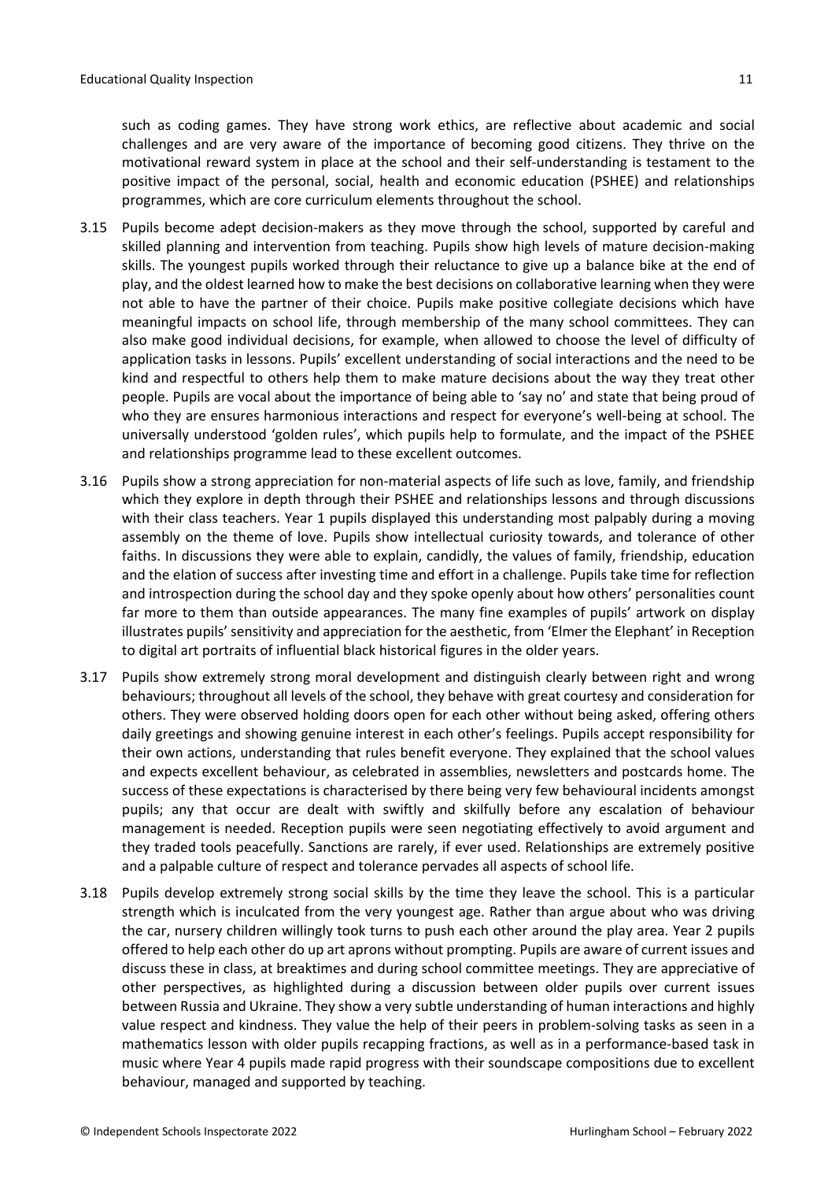such as coding games. They have strong work ethics, are reflective about academic and social challenges and are very aware of the importance of becoming good citizens. They thrive on the motivational reward system in place at the school and their self-understanding is testament to the positive impact of the personal, social, health and economic education (PSHEE) and relationships programmes, which are core curriculum elements throughout the school.

3.15 Pupils become adept decision-makers as they move through the school, supported by careful and skilled planning and intervention from teaching. Pupils show high levels of mature decision-making skills. The youngest pupils worked through their reluctance to give up a balance bike at the end of play, and the oldest learned how to make the best decisions on collaborative learning when they were not able to have the partner of their choice. Pupils make positive collegiate decisions which have meaningful impacts on school life, through membership of the many school committees. They can also make good individual decisions, for example, when allowed to choose the level of difficulty of application tasks in lessons. Pupils' excellent understanding of social interactions and the need to be kind and respectful to others help them to make mature decisions about the way they treat other people. Pupils are vocal about the importance of being able to 'say no' and state that being proud of who they are ensures harmonious interactions and respect for everyone's well-being at school. The universally understood 'golden rules', which pupils help to formulate, and the impact of the PSHEE and relationships programme lead to these excellent outcomes.

3.16 Pupils show a strong appreciation for non-material aspects of life such as love, family, and friendship which they explore in depth through their PSHEE and relationships lessons and through discussions with their class teachers. Year 1 pupils displayed this understanding most palpably during a moving assembly on the theme of love. Pupils show intellectual curiosity towards, and tolerance of other faiths. In discussions they were able to explain, candidly, the values of family, friendship, education and the elation of success after investing time and effort in a challenge. Pupils take time for reflection and introspection during the school day and they spoke openly about how others' personalities count far more to them than outside appearances. The many fine examples of pupils' artwork on display illustrates pupils' sensitivity and appreciation for the aesthetic, from 'Elmer the Elephant' in Reception to digital art portraits of influential black historical figures in the older years.

3.17 Pupils show extremely strong moral development and distinguish clearly between right and wrong behaviours; throughout all levels of the school, they behave with great courtesy and consideration for others. They were observed holding doors open for each other without being asked, offering others daily greetings and showing genuine interest in each other's feelings. Pupils accept responsibility for their own actions, understanding that rules benefit everyone. They explained that the school values and expects excellent behaviour, as celebrated in assemblies, newsletters and postcards home. The success of these expectations is characterised by there being very few behavioural incidents amongst pupils; any that occur are dealt with swiftly and skilfully before any escalation of behaviour management is needed. Reception pupils were seen negotiating effectively to avoid argument and they traded tools peacefully. Sanctions are rarely, if ever used. Relationships are extremely positive and a palpable culture of respect and tolerance pervades all aspects of school life.

3.18 Pupils develop extremely strong social skills by the time they leave the school. This is a particular strength which is inculcated from the very youngest age. Rather than argue about who was driving the car, nursery children willingly took turns to push each other around the play area. Year 2 pupils offered to help each other do up art aprons without prompting. Pupils are aware of current issues and discuss these in class, at breaktimes and during school committee meetings. They are appreciative of other perspectives, as highlighted during a discussion between older pupils over current issues between Russia and Ukraine. They show a very subtle understanding of human interactions and highly value respect and kindness. They value the help of their peers in problem-solving tasks as seen in a mathematics lesson with older pupils recapping fractions, as well as in a performance-based task in music where Year 4 pupils made rapid progress with their soundscape compositions due to excellent behaviour, managed and supported by teaching.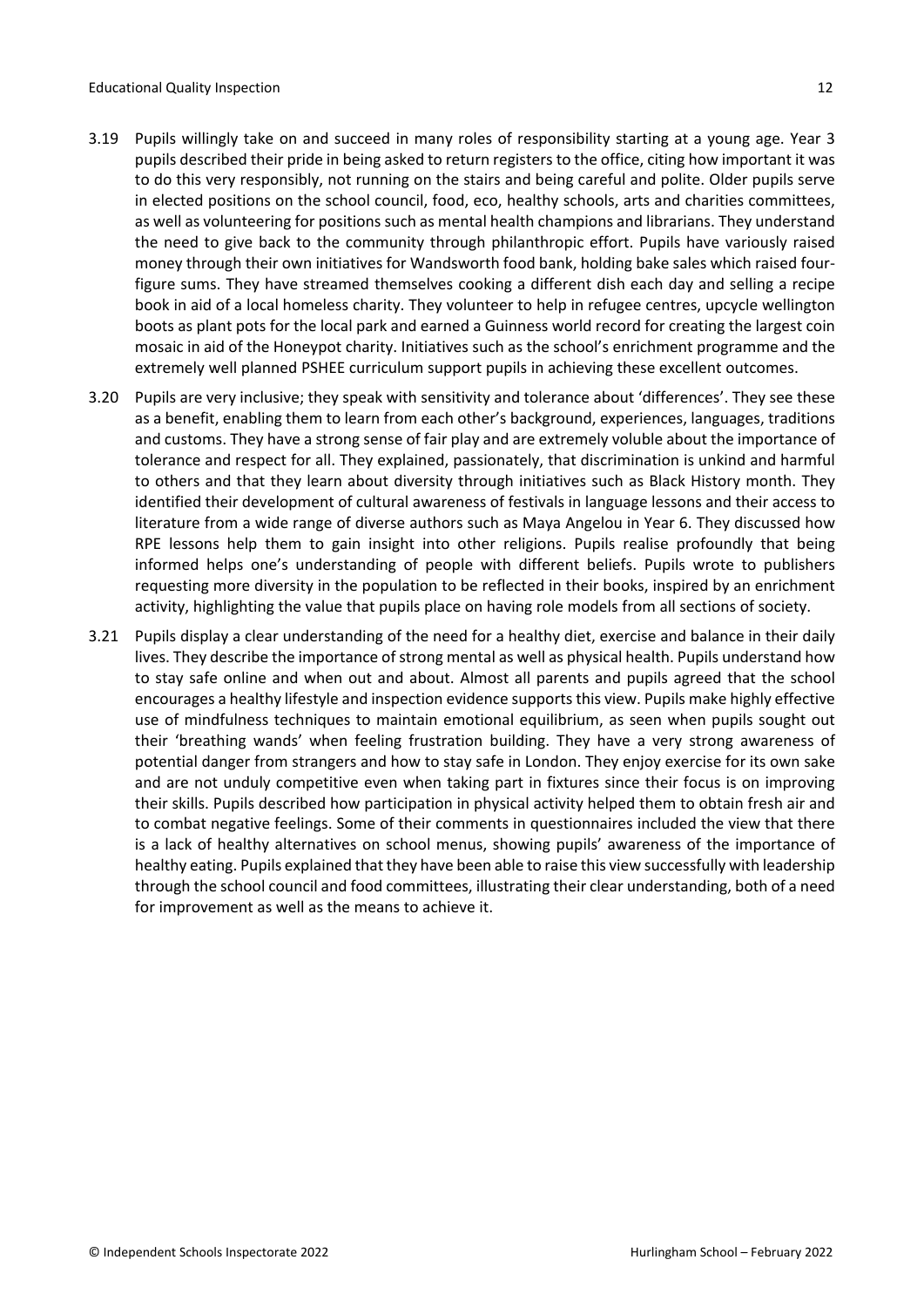3.19 Pupils willingly take on and succeed in many roles of responsibility starting at a young age. Year 3 pupils described their pride in being asked to return registers to the office, citing how important it was to do this very responsibly, not running on the stairs and being careful and polite. Older pupils serve in elected positions on the school council, food, eco, healthy schools, arts and charities committees, as well as volunteering for positions such as mental health champions and librarians. They understand the need to give back to the community through philanthropic effort. Pupils have variously raised money through their own initiatives for Wandsworth food bank, holding bake sales which raised four-figure sums. They have streamed themselves cooking a different dish each day and selling a recipe book in aid of a local homeless charity. They volunteer to help in refugee centres, upcycle wellington boots as plant pots for the local park and earned a Guinness world record for creating the largest coin mosaic in aid of the Honeypot charity. Initiatives such as the school's enrichment programme and the extremely well planned PSHEE curriculum support pupils in achieving these excellent outcomes.

3.20 Pupils are very inclusive; they speak with sensitivity and tolerance about 'differences'. They see these as a benefit, enabling them to learn from each other's background, experiences, languages, traditions and customs. They have a strong sense of fair play and are extremely voluble about the importance of tolerance and respect for all. They explained, passionately, that discrimination is unkind and harmful to others and that they learn about diversity through initiatives such as Black History month. They identified their development of cultural awareness of festivals in language lessons and their access to literature from a wide range of diverse authors such as Maya Angelou in Year 6. They discussed how RPE lessons help them to gain insight into other religions. Pupils realise profoundly that being informed helps one's understanding of people with different beliefs. Pupils wrote to publishers requesting more diversity in the population to be reflected in their books, inspired by an enrichment activity, highlighting the value that pupils place on having role models from all sections of society.

3.21 Pupils display a clear understanding of the need for a healthy diet, exercise and balance in their daily lives. They describe the importance of strong mental as well as physical health. Pupils understand how to stay safe online and when out and about. Almost all parents and pupils agreed that the school encourages a healthy lifestyle and inspection evidence supports this view. Pupils make highly effective use of mindfulness techniques to maintain emotional equilibrium, as seen when pupils sought out their 'breathing wands' when feeling frustration building. They have a very strong awareness of potential danger from strangers and how to stay safe in London. They enjoy exercise for its own sake and are not unduly competitive even when taking part in fixtures since their focus is on improving their skills. Pupils described how participation in physical activity helped them to obtain fresh air and to combat negative feelings. Some of their comments in questionnaires included the view that there is a lack of healthy alternatives on school menus, showing pupils' awareness of the importance of healthy eating. Pupils explained that they have been able to raise this view successfully with leadership through the school council and food committees, illustrating their clear understanding, both of a need for improvement as well as the means to achieve it.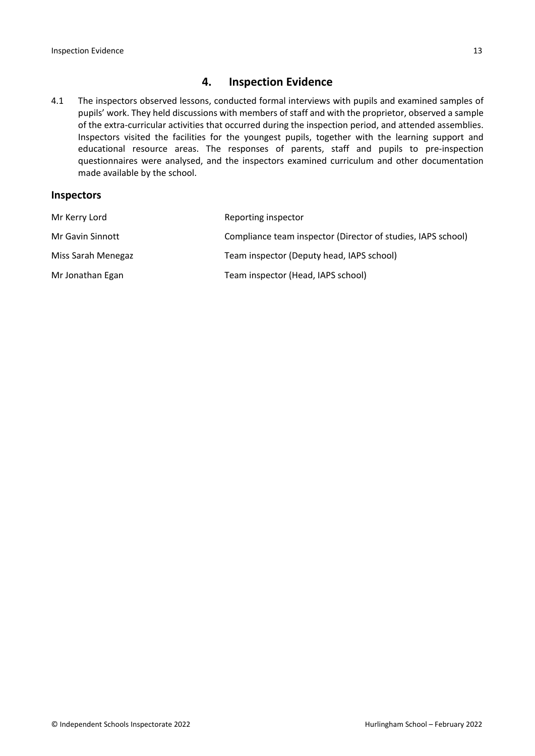## 4. Inspection Evidence

4.1 The inspectors observed lessons, conducted formal interviews with pupils and examined samples of pupils' work. They held discussions with members of staff and with the proprietor, observed a sample of the extra-curricular activities that occurred during the inspection period, and attended assemblies. Inspectors visited the facilities for the youngest pupils, together with the learning support and educational resource areas. The responses of parents, staff and pupils to pre-inspection questionnaires were analysed, and the inspectors examined curriculum and other documentation made available by the school.

### Inspectors

| | |
|---|---|
| Mr Kerry Lord | Reporting inspector |
| Mr Gavin Sinnott | Compliance team inspector (Director of studies, IAPS school) |
| Miss Sarah Menegaz | Team inspector (Deputy head, IAPS school) |
| Mr Jonathan Egan | Team inspector (Head, IAPS school) |